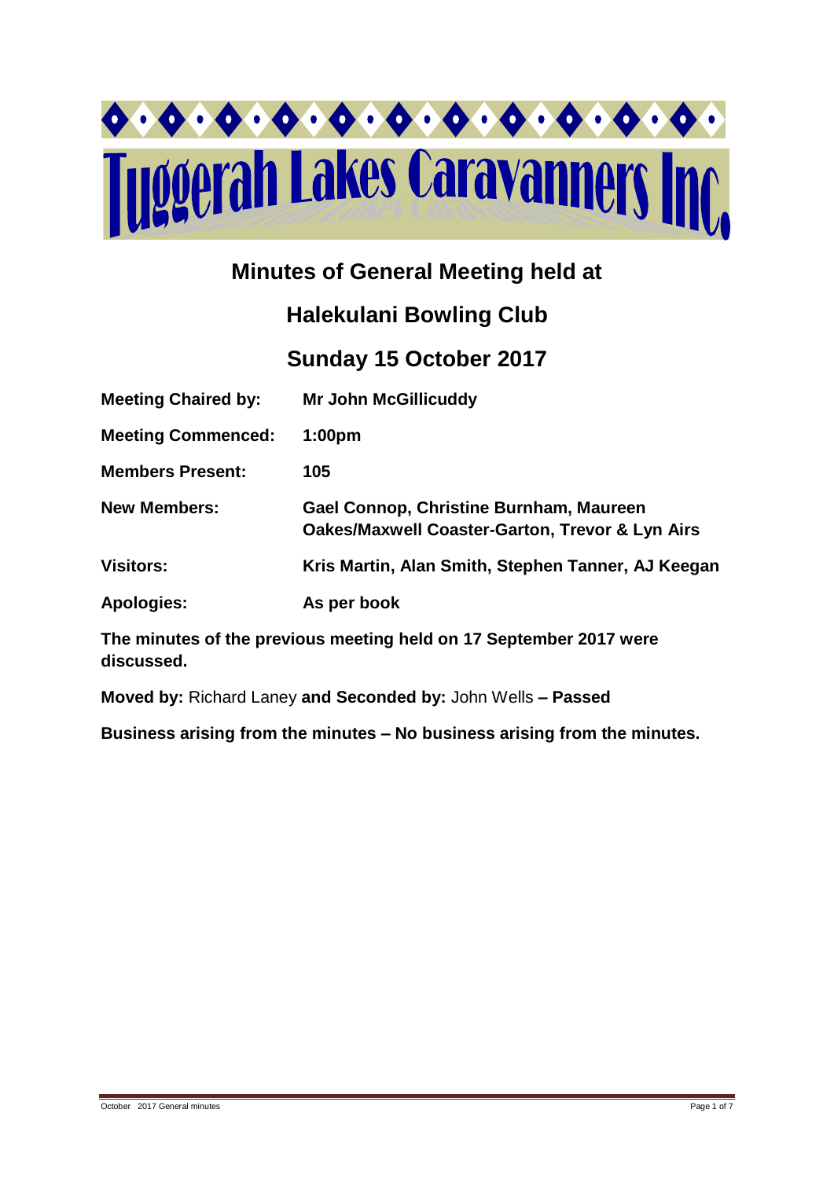# Tuggerah Lakes Caravanners Inc

## Minutes of General Meeting held at

## Halekulani Bowling Club

## Sunday 15 October 2017

| | |
|---|---|
| **Meeting Chaired by:** | **Mr John McGillicuddy** |
| **Meeting Commenced:** | **1:00pm** |
| **Members Present:** | **105** |
| **New Members:** | **Gael Connop, Christine Burnham, Maureen Oakes/Maxwell Coaster-Garton, Trevor & Lyn Airs** |
| **Visitors:** | **Kris Martin, Alan Smith, Stephen Tanner, AJ Keegan** |
| **Apologies:** | **As per book** |

**The minutes of the previous meeting held on 17 September 2017 were discussed.**

**Moved by:** Richard Laney **and Seconded by:** John Wells **– Passed**

**Business arising from the minutes – No business arising from the minutes.**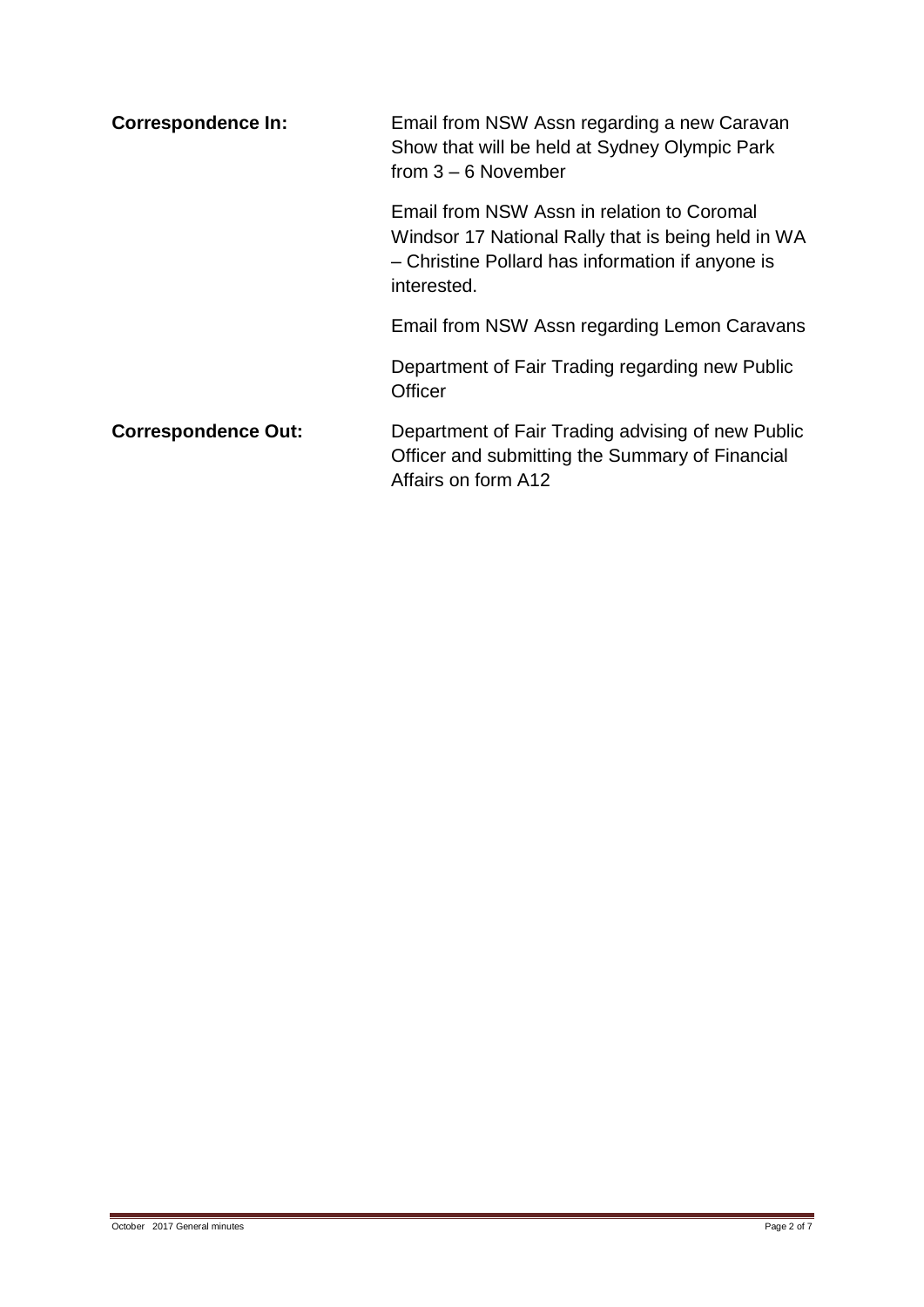**Correspondence In:**

Email from NSW Assn regarding a new Caravan Show that will be held at Sydney Olympic Park from 3 – 6 November

Email from NSW Assn in relation to Coromal Windsor 17 National Rally that is being held in WA – Christine Pollard has information if anyone is interested.

Email from NSW Assn regarding Lemon Caravans

Department of Fair Trading regarding new Public Officer

**Correspondence Out:**

Department of Fair Trading advising of new Public Officer and submitting the Summary of Financial Affairs on form A12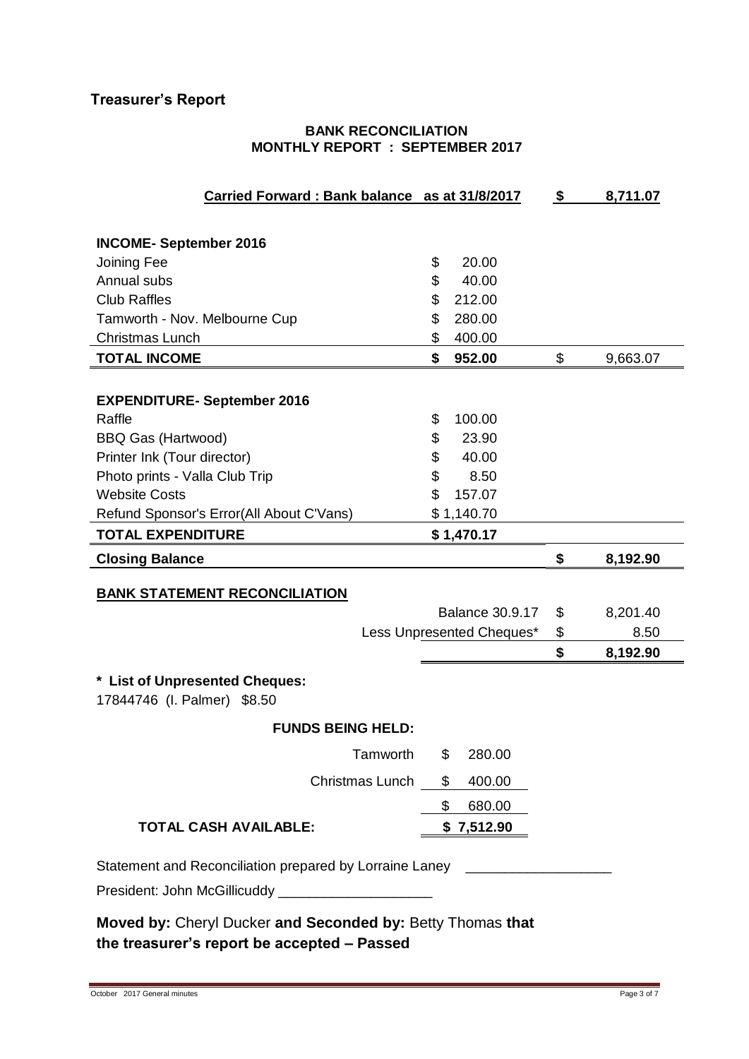## Treasurer's Report

**BANK RECONCILIATION**
**MONTHLY REPORT : SEPTEMBER 2017**

| | | | |
|---|---|---|---|
| **Carried Forward : Bank balance as at 31/8/2017** | | **$** | **8,711.07** |
| | | | |
| **INCOME- September 2016** | | | |
| Joining Fee | $ 20.00 | | |
| Annual subs | $ 40.00 | | |
| Club Raffles | $ 212.00 | | |
| Tamworth - Nov. Melbourne Cup | $ 280.00 | | |
| Christmas Lunch | $ 400.00 | | |
| **TOTAL INCOME** | **$ 952.00** | $ | 9,663.07 |
| | | | |
| **EXPENDITURE- September 2016** | | | |
| Raffle | $ 100.00 | | |
| BBQ Gas (Hartwood) | $ 23.90 | | |
| Printer Ink (Tour director) | $ 40.00 | | |
| Photo prints - Valla Club Trip | $ 8.50 | | |
| Website Costs | $ 157.07 | | |
| Refund Sponsor's Error(All About C'Vans) | $ 1,140.70 | | |
| **TOTAL EXPENDITURE** | **$ 1,470.17** | | |
| **Closing Balance** | | **$** | **8,192.90** |

**BANK STATEMENT RECONCILIATION**

| | | |
|---|---|---|
| Balance 30.9.17 | $ | 8,201.40 |
| Less Unpresented Cheques* | $ | 8.50 |
| | **$** | **8,192.90** |

**\* List of Unpresented Cheques:**
17844746 (I. Palmer) $8.50

**FUNDS BEING HELD:**

| | |
|---|---|
| Tamworth | $ 280.00 |
| Christmas Lunch | $ 400.00 |
| | $ 680.00 |
| **TOTAL CASH AVAILABLE:** | **$ 7,512.90** |

Statement and Reconciliation prepared by Lorraine Laney ____________________

President: John McGillicuddy ____________________

**Moved by:** Cheryl Ducker **and Seconded by:** Betty Thomas **that the treasurer's report be accepted – Passed**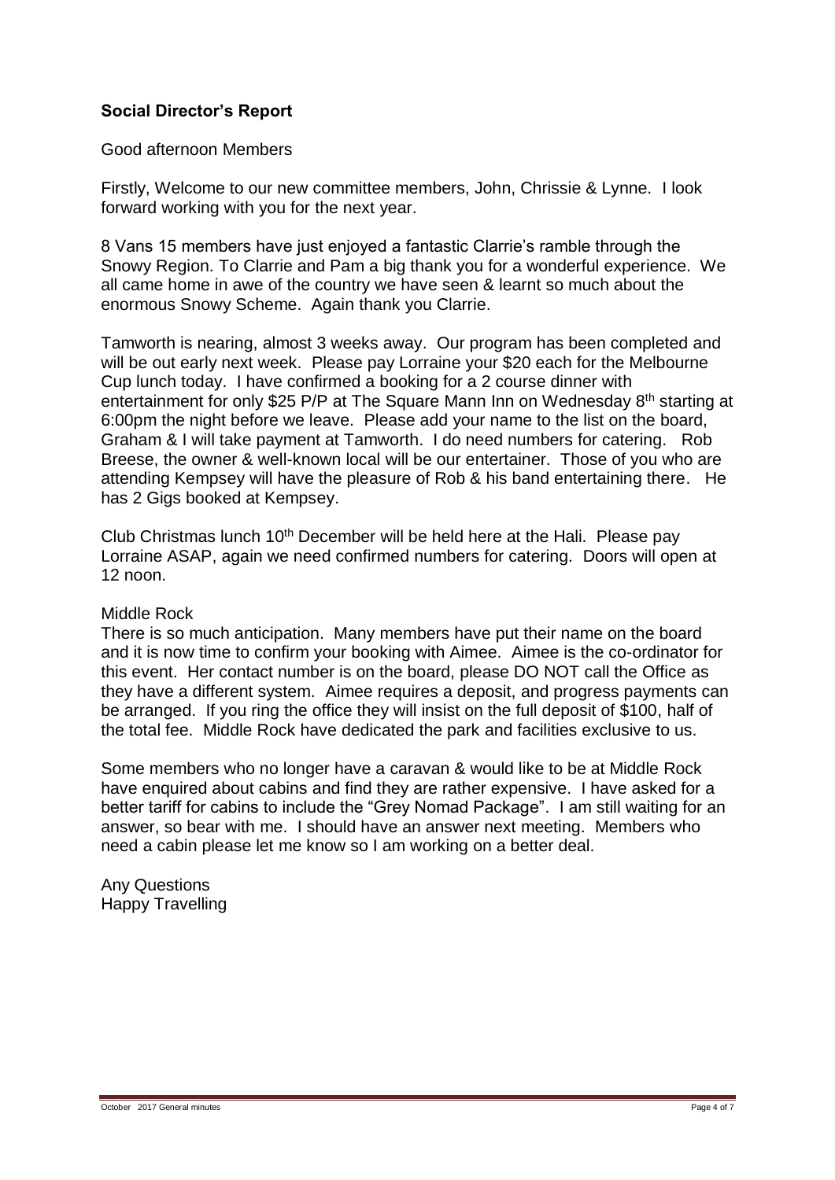**Social Director's Report**

Good afternoon Members

Firstly, Welcome to our new committee members, John, Chrissie & Lynne. I look forward working with you for the next year.

8 Vans 15 members have just enjoyed a fantastic Clarrie's ramble through the Snowy Region. To Clarrie and Pam a big thank you for a wonderful experience. We all came home in awe of the country we have seen & learnt so much about the enormous Snowy Scheme. Again thank you Clarrie.

Tamworth is nearing, almost 3 weeks away. Our program has been completed and will be out early next week. Please pay Lorraine your $20 each for the Melbourne Cup lunch today. I have confirmed a booking for a 2 course dinner with entertainment for only $25 P/P at The Square Mann Inn on Wednesday 8th starting at 6:00pm the night before we leave. Please add your name to the list on the board, Graham & I will take payment at Tamworth. I do need numbers for catering. Rob Breese, the owner & well-known local will be our entertainer. Those of you who are attending Kempsey will have the pleasure of Rob & his band entertaining there. He has 2 Gigs booked at Kempsey.

Club Christmas lunch 10th December will be held here at the Hali. Please pay Lorraine ASAP, again we need confirmed numbers for catering. Doors will open at 12 noon.

Middle Rock

There is so much anticipation. Many members have put their name on the board and it is now time to confirm your booking with Aimee. Aimee is the co-ordinator for this event. Her contact number is on the board, please DO NOT call the Office as they have a different system. Aimee requires a deposit, and progress payments can be arranged. If you ring the office they will insist on the full deposit of $100, half of the total fee. Middle Rock have dedicated the park and facilities exclusive to us.

Some members who no longer have a caravan & would like to be at Middle Rock have enquired about cabins and find they are rather expensive. I have asked for a better tariff for cabins to include the "Grey Nomad Package". I am still waiting for an answer, so bear with me. I should have an answer next meeting. Members who need a cabin please let me know so I am working on a better deal.

Any Questions
Happy Travelling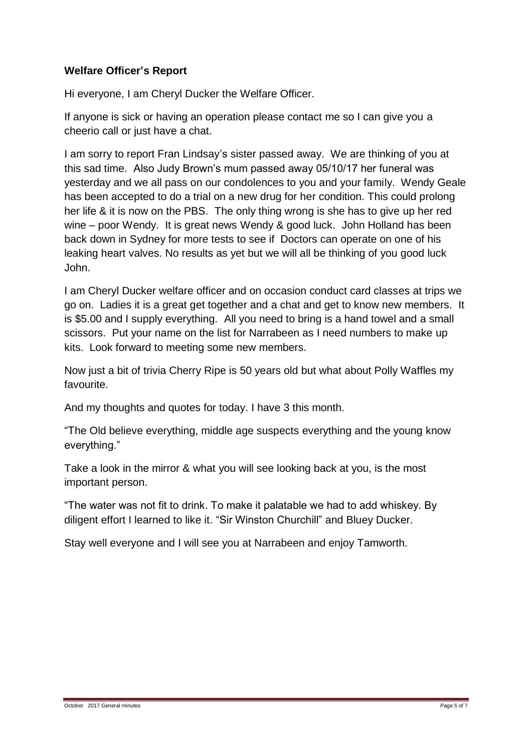**Welfare Officer's Report**

Hi everyone, I am Cheryl Ducker the Welfare Officer.

If anyone is sick or having an operation please contact me so I can give you a cheerio call or just have a chat.

I am sorry to report Fran Lindsay's sister passed away. We are thinking of you at this sad time. Also Judy Brown's mum passed away 05/10/17 her funeral was yesterday and we all pass on our condolences to you and your family. Wendy Geale has been accepted to do a trial on a new drug for her condition. This could prolong her life & it is now on the PBS. The only thing wrong is she has to give up her red wine – poor Wendy. It is great news Wendy & good luck. John Holland has been back down in Sydney for more tests to see if Doctors can operate on one of his leaking heart valves. No results as yet but we will all be thinking of you good luck John.

I am Cheryl Ducker welfare officer and on occasion conduct card classes at trips we go on. Ladies it is a great get together and a chat and get to know new members. It is $5.00 and I supply everything. All you need to bring is a hand towel and a small scissors. Put your name on the list for Narrabeen as I need numbers to make up kits. Look forward to meeting some new members.

Now just a bit of trivia Cherry Ripe is 50 years old but what about Polly Waffles my favourite.

And my thoughts and quotes for today. I have 3 this month.

"The Old believe everything, middle age suspects everything and the young know everything."

Take a look in the mirror & what you will see looking back at you, is the most important person.

"The water was not fit to drink. To make it palatable we had to add whiskey. By diligent effort I learned to like it. "Sir Winston Churchill" and Bluey Ducker.

Stay well everyone and I will see you at Narrabeen and enjoy Tamworth.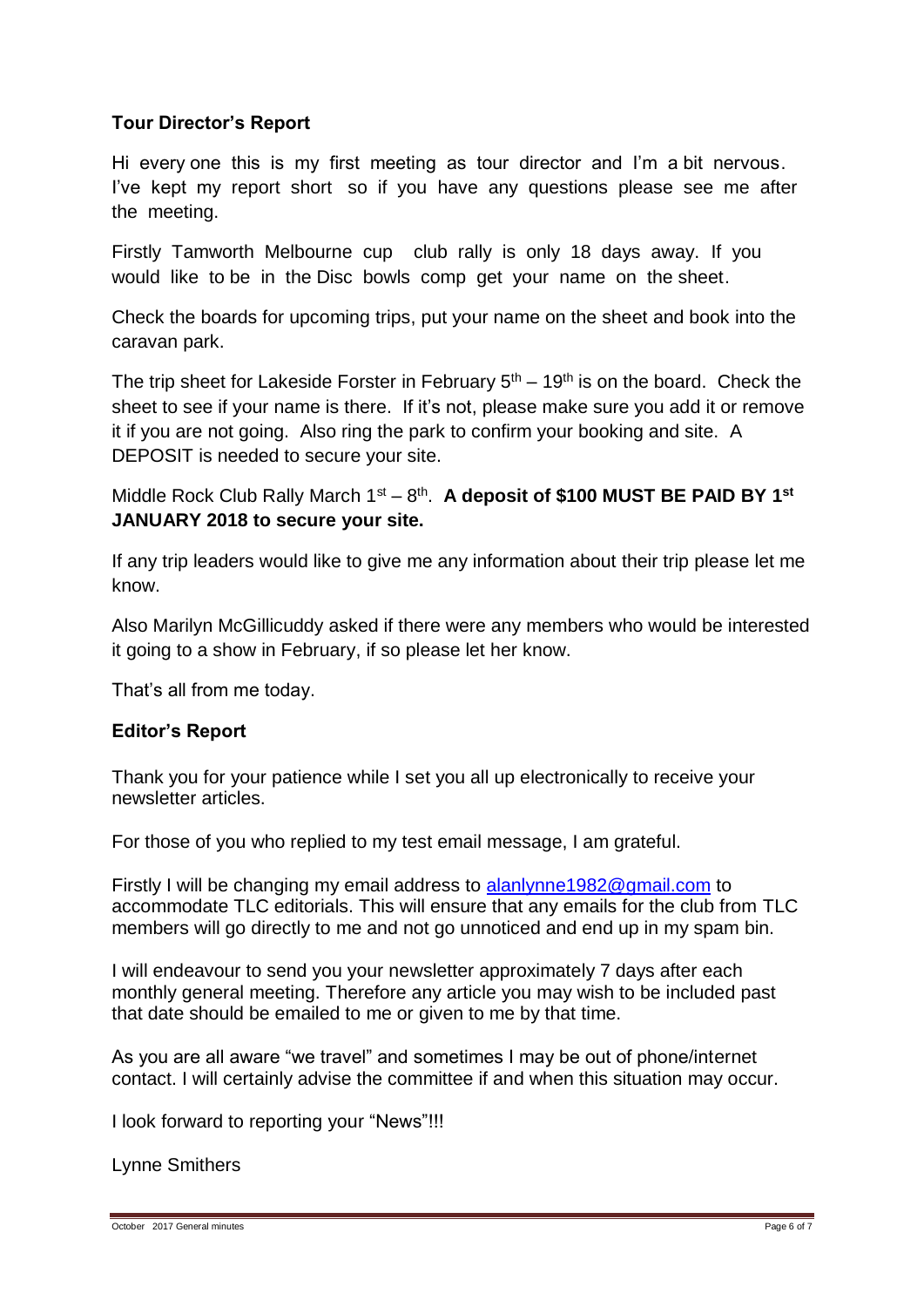**Tour Director's Report**

Hi every one this is my first meeting as tour director and I'm a bit nervous. I've kept my report short so if you have any questions please see me after the meeting.

Firstly Tamworth Melbourne cup club rally is only 18 days away. If you would like to be in the Disc bowls comp get your name on the sheet.

Check the boards for upcoming trips, put your name on the sheet and book into the caravan park.

The trip sheet for Lakeside Forster in February 5th – 19th is on the board. Check the sheet to see if your name is there. If it's not, please make sure you add it or remove it if you are not going. Also ring the park to confirm your booking and site. A DEPOSIT is needed to secure your site.

Middle Rock Club Rally March 1st – 8th. **A deposit of $100 MUST BE PAID BY 1st JANUARY 2018 to secure your site.**

If any trip leaders would like to give me any information about their trip please let me know.

Also Marilyn McGillicuddy asked if there were any members who would be interested it going to a show in February, if so please let her know.

That's all from me today.

**Editor's Report**

Thank you for your patience while I set you all up electronically to receive your newsletter articles.

For those of you who replied to my test email message, I am grateful.

Firstly I will be changing my email address to alanlynne1982@gmail.com to accommodate TLC editorials. This will ensure that any emails for the club from TLC members will go directly to me and not go unnoticed and end up in my spam bin.

I will endeavour to send you your newsletter approximately 7 days after each monthly general meeting. Therefore any article you may wish to be included past that date should be emailed to me or given to me by that time.

As you are all aware "we travel" and sometimes I may be out of phone/internet contact. I will certainly advise the committee if and when this situation may occur.

I look forward to reporting your "News"!!!

Lynne Smithers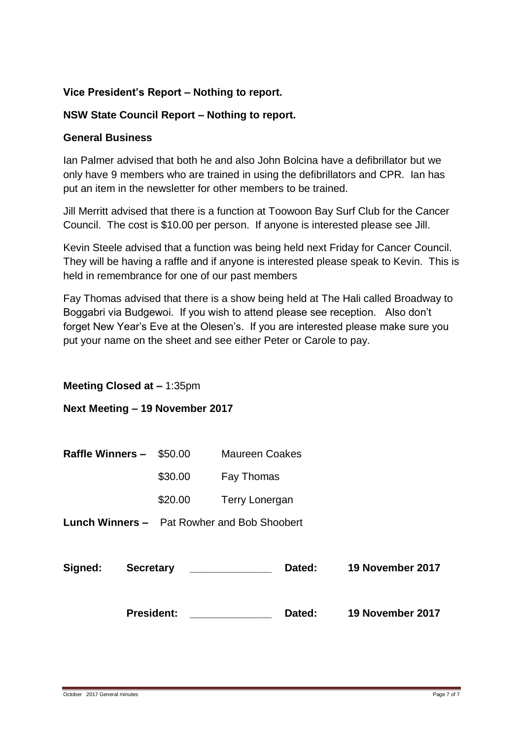**Vice President's Report – Nothing to report.**

**NSW State Council Report – Nothing to report.**

**General Business**

Ian Palmer advised that both he and also John Bolcina have a defibrillator but we only have 9 members who are trained in using the defibrillators and CPR. Ian has put an item in the newsletter for other members to be trained.

Jill Merritt advised that there is a function at Toowoon Bay Surf Club for the Cancer Council. The cost is $10.00 per person. If anyone is interested please see Jill.

Kevin Steele advised that a function was being held next Friday for Cancer Council. They will be having a raffle and if anyone is interested please speak to Kevin. This is held in remembrance for one of our past members

Fay Thomas advised that there is a show being held at The Hali called Broadway to Boggabri via Budgewoi. If you wish to attend please see reception. Also don't forget New Year's Eve at the Olesen's. If you are interested please make sure you put your name on the sheet and see either Peter or Carole to pay.

**Meeting Closed at –** 1:35pm

**Next Meeting – 19 November 2017**

| | | |
|---|---|---|
| **Raffle Winners –** | $50.00 | Maureen Coakes |
| | $30.00 | Fay Thomas |
| | $20.00 | Terry Lonergan |

**Lunch Winners –** Pat Rowher and Bob Shoobert

| | | | | |
|---|---|---|---|---|
| **Signed:** | **Secretary** | ______________ | **Dated:** | **19 November 2017** |
| | **President:** | ______________ | **Dated:** | **19 November 2017** |